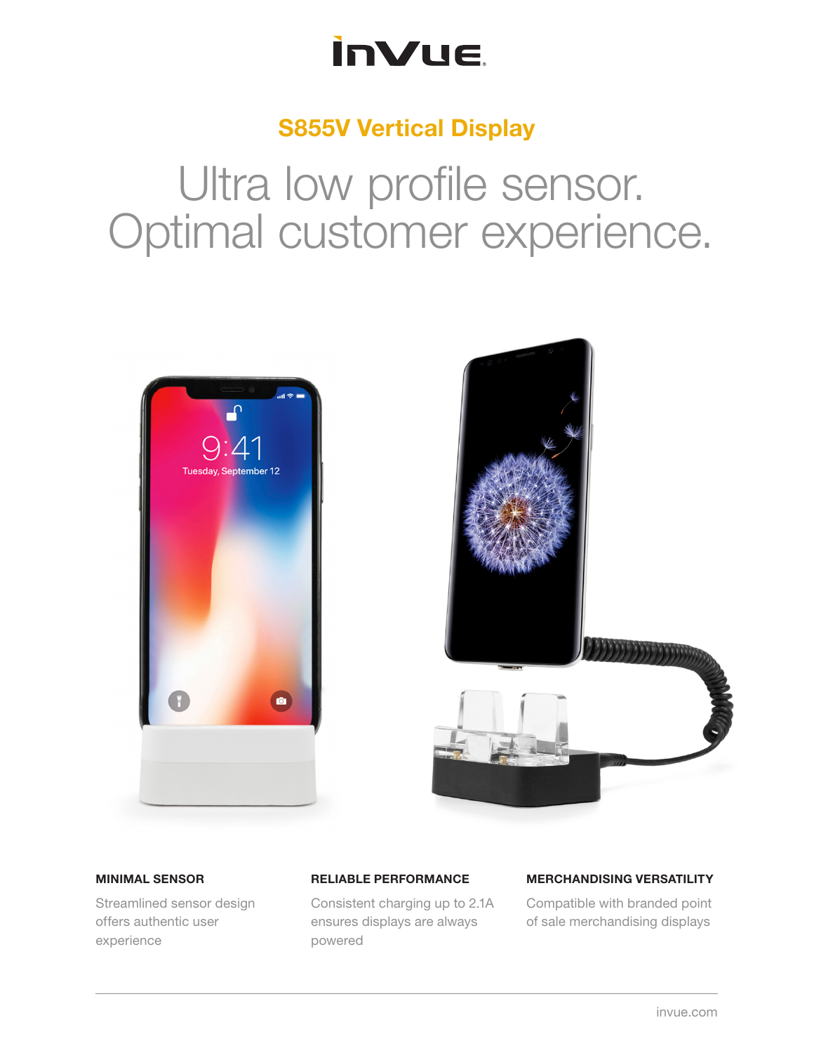InVue

## S855V Vertical Display

# Ultra low profile sensor. Optimal customer experience.

### MINIMAL SENSOR

Streamlined sensor design offers authentic user experience

### RELIABLE PERFORMANCE

Consistent charging up to 2.1A ensures displays are always powered

### MERCHANDISING VERSATILITY

Compatible with branded point of sale merchandising displays

invue.com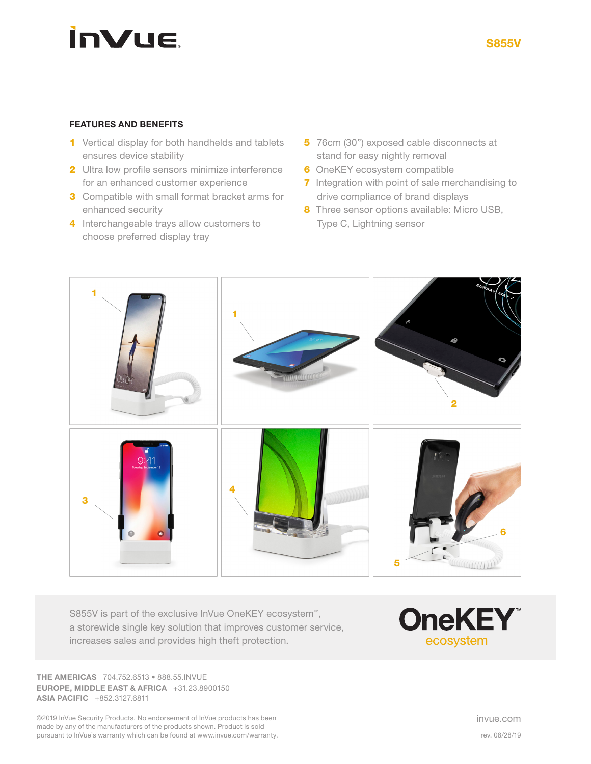# InVue

S855V

## FEATURES AND BENEFITS

1. Vertical display for both handhelds and tablets ensures device stability
2. Ultra low profile sensors minimize interference for an enhanced customer experience
3. Compatible with small format bracket arms for enhanced security
4. Interchangeable trays allow customers to choose preferred display tray
5. 76cm (30") exposed cable disconnects at stand for easy nightly removal
6. OneKEY ecosystem compatible
7. Integration with point of sale merchandising to drive compliance of brand displays
8. Three sensor options available: Micro USB, Type C, Lightning sensor

S855V is part of the exclusive InVue OneKEY ecosystem™, a storewide single key solution that improves customer service, increases sales and provides high theft protection.

**OneKEY™ ecosystem**

**THE AMERICAS** 704.752.6513 • 888.55.INVUE
**EUROPE, MIDDLE EAST & AFRICA** +31.23.8900150
**ASIA PACIFIC** +852.3127.6811

©2019 InVue Security Products. No endorsement of InVue products has been made by any of the manufacturers of the products shown. Product is sold pursuant to InVue's warranty which can be found at www.invue.com/warranty.

invue.com

rev. 08/28/19